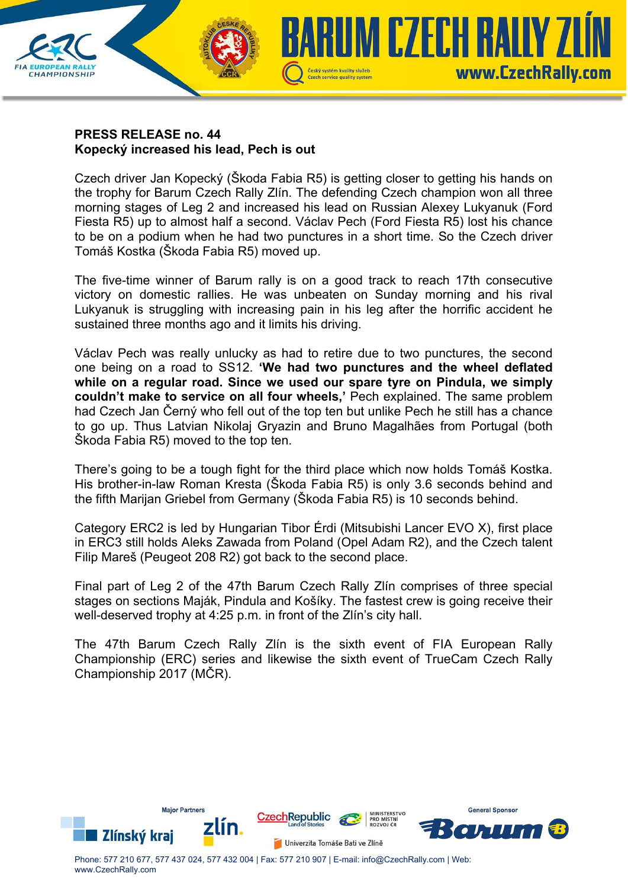**PRESS RELEASE no. 44**
**Kopecký increased his lead, Pech is out**

Czech driver Jan Kopecký (Škoda Fabia R5) is getting closer to getting his hands on the trophy for Barum Czech Rally Zlín. The defending Czech champion won all three morning stages of Leg 2 and increased his lead on Russian Alexey Lukyanuk (Ford Fiesta R5) up to almost half a second. Václav Pech (Ford Fiesta R5) lost his chance to be on a podium when he had two punctures in a short time. So the Czech driver Tomáš Kostka (Škoda Fabia R5) moved up.

The five-time winner of Barum rally is on a good track to reach 17th consecutive victory on domestic rallies. He was unbeaten on Sunday morning and his rival Lukyanuk is struggling with increasing pain in his leg after the horrific accident he sustained three months ago and it limits his driving.

Václav Pech was really unlucky as had to retire due to two punctures, the second one being on a road to SS12. **'We had two punctures and the wheel deflated while on a regular road. Since we used our spare tyre on Pindula, we simply couldn't make to service on all four wheels,'** Pech explained. The same problem had Czech Jan Černý who fell out of the top ten but unlike Pech he still has a chance to go up. Thus Latvian Nikolaj Gryazin and Bruno Magalhães from Portugal (both Škoda Fabia R5) moved to the top ten.

There's going to be a tough fight for the third place which now holds Tomáš Kostka. His brother-in-law Roman Kresta (Škoda Fabia R5) is only 3.6 seconds behind and the fifth Marijan Griebel from Germany (Škoda Fabia R5) is 10 seconds behind.

Category ERC2 is led by Hungarian Tibor Érdi (Mitsubishi Lancer EVO X), first place in ERC3 still holds Aleks Zawada from Poland (Opel Adam R2), and the Czech talent Filip Mareš (Peugeot 208 R2) got back to the second place.

Final part of Leg 2 of the 47th Barum Czech Rally Zlín comprises of three special stages on sections Maják, Pindula and Košíky. The fastest crew is going receive their well-deserved trophy at 4:25 p.m. in front of the Zlín's city hall.

The 47th Barum Czech Rally Zlín is the sixth event of FIA European Rally Championship (ERC) series and likewise the sixth event of TrueCam Czech Rally Championship 2017 (MČR).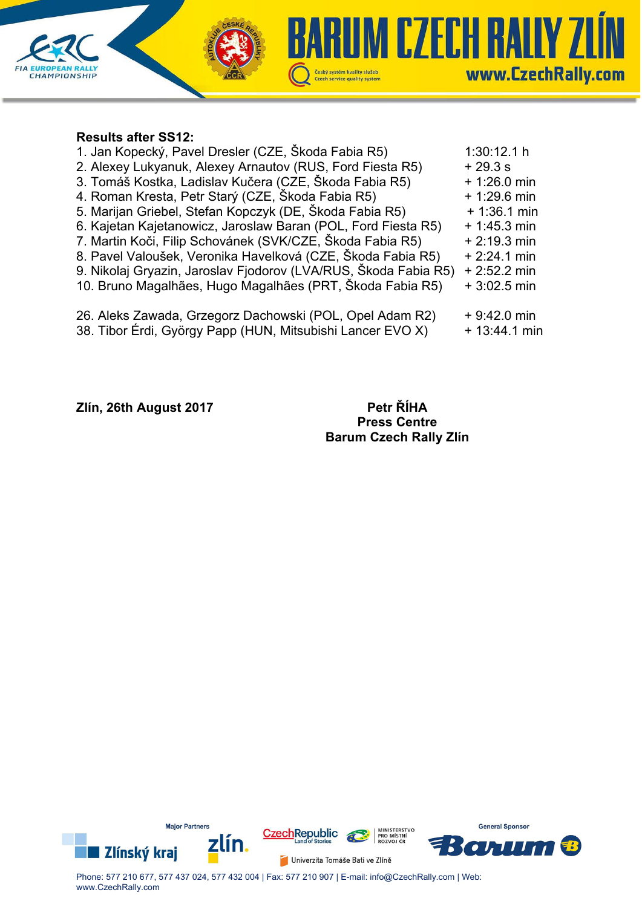**Results after SS12:**

| | |
|---|---|
| 1. Jan Kopecký, Pavel Dresler (CZE, Škoda Fabia R5) | 1:30:12.1 h |
| 2. Alexey Lukyanuk, Alexey Arnautov (RUS, Ford Fiesta R5) | + 29.3 s |
| 3. Tomáš Kostka, Ladislav Kučera (CZE, Škoda Fabia R5) | + 1:26.0 min |
| 4. Roman Kresta, Petr Starý (CZE, Škoda Fabia R5) | + 1:29.6 min |
| 5. Marijan Griebel, Stefan Kopczyk (DE, Škoda Fabia R5) | + 1:36.1 min |
| 6. Kajetan Kajetanowicz, Jaroslaw Baran (POL, Ford Fiesta R5) | + 1:45.3 min |
| 7. Martin Koči, Filip Schovánek (SVK/CZE, Škoda Fabia R5) | + 2:19.3 min |
| 8. Pavel Valoušek, Veronika Havelková (CZE, Škoda Fabia R5) | + 2:24.1 min |
| 9. Nikolaj Gryazin, Jaroslav Fjodorov (LVA/RUS, Škoda Fabia R5) | + 2:52.2 min |
| 10. Bruno Magalhães, Hugo Magalhães (PRT, Škoda Fabia R5) | + 3:02.5 min |
| 26. Aleks Zawada, Grzegorz Dachowski (POL, Opel Adam R2) | + 9:42.0 min |
| 38. Tibor Érdi, György Papp (HUN, Mitsubishi Lancer EVO X) | + 13:44.1 min |

**Zlín, 26th August 2017**

**Petr ŘÍHA**
**Press Centre**
**Barum Czech Rally Zlín**